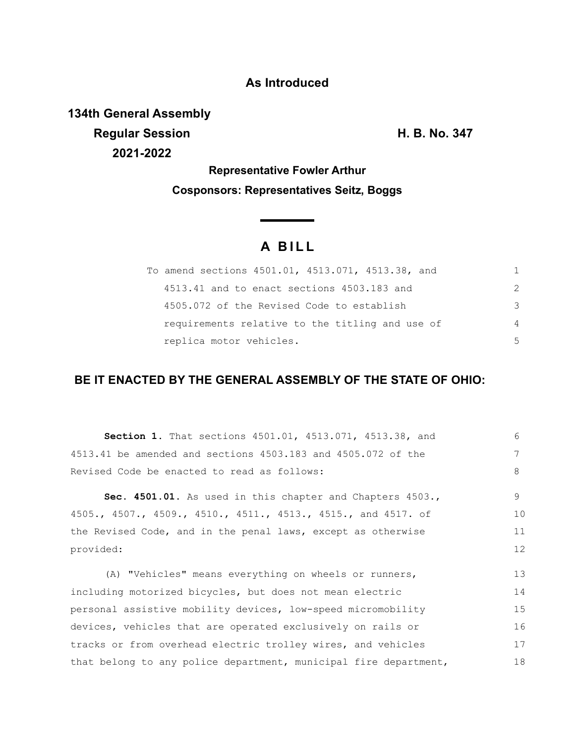**As Introduced**

**134th General Assembly**
**Regular Session** **H. B. No. 347**
**2021-2022**

**Representative Fowler Arthur**

**Cosponsors: Representatives Seitz, Boggs**

# A BILL

To amend sections 4501.01, 4513.071, 4513.38, and 4513.41 and to enact sections 4503.183 and 4505.072 of the Revised Code to establish requirements relative to the titling and use of replica motor vehicles.

**BE IT ENACTED BY THE GENERAL ASSEMBLY OF THE STATE OF OHIO:**

**Section 1.** That sections 4501.01, 4513.071, 4513.38, and 4513.41 be amended and sections 4503.183 and 4505.072 of the Revised Code be enacted to read as follows:

**Sec. 4501.01.** As used in this chapter and Chapters 4503., 4505., 4507., 4509., 4510., 4511., 4513., 4515., and 4517. of the Revised Code, and in the penal laws, except as otherwise provided:

(A) "Vehicles" means everything on wheels or runners, including motorized bicycles, but does not mean electric personal assistive mobility devices, low-speed micromobility devices, vehicles that are operated exclusively on rails or tracks or from overhead electric trolley wires, and vehicles that belong to any police department, municipal fire department,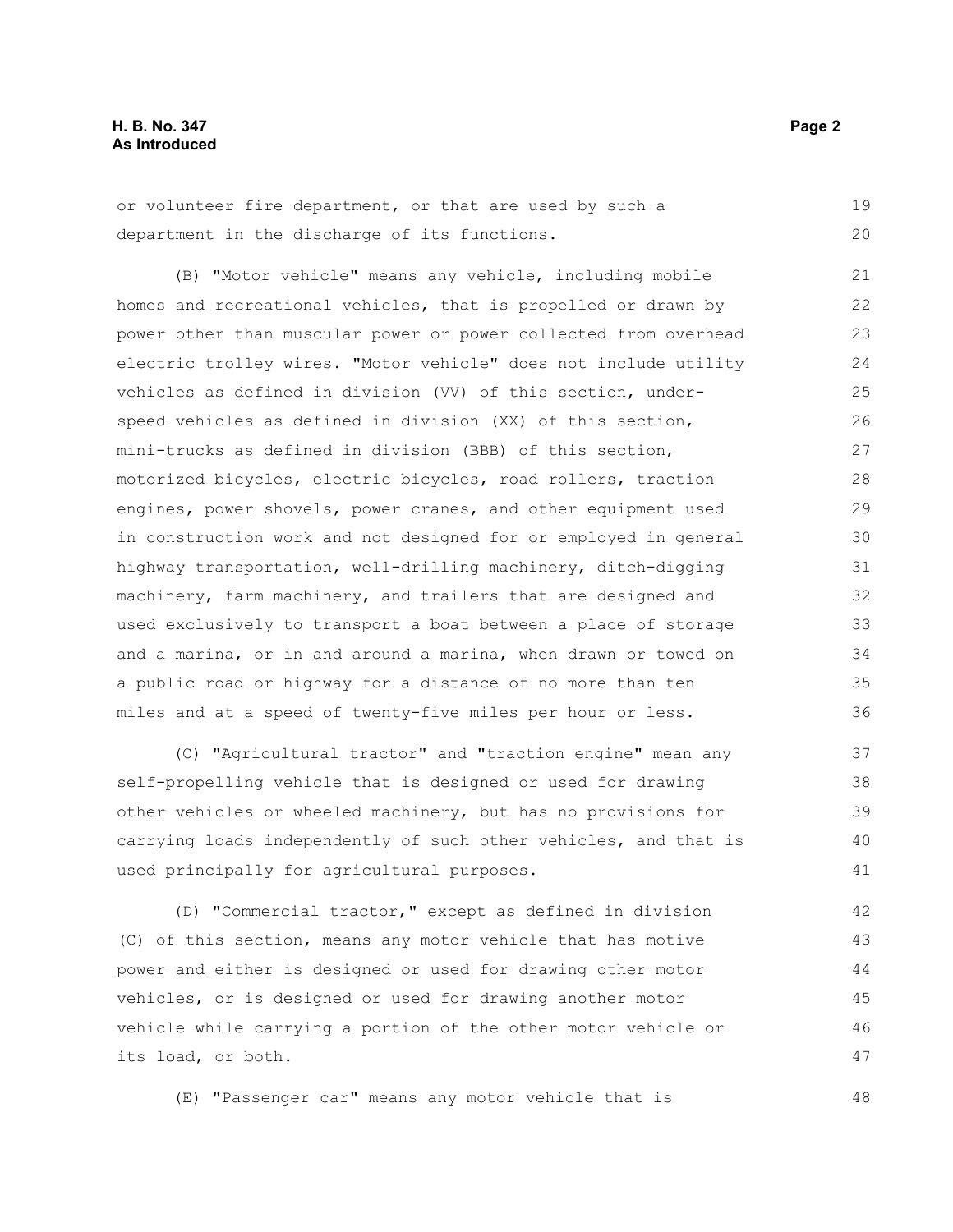or volunteer fire department, or that are used by such a department in the discharge of its functions.

(B) "Motor vehicle" means any vehicle, including mobile homes and recreational vehicles, that is propelled or drawn by power other than muscular power or power collected from overhead electric trolley wires. "Motor vehicle" does not include utility vehicles as defined in division (VV) of this section, under-speed vehicles as defined in division (XX) of this section, mini-trucks as defined in division (BBB) of this section, motorized bicycles, electric bicycles, road rollers, traction engines, power shovels, power cranes, and other equipment used in construction work and not designed for or employed in general highway transportation, well-drilling machinery, ditch-digging machinery, farm machinery, and trailers that are designed and used exclusively to transport a boat between a place of storage and a marina, or in and around a marina, when drawn or towed on a public road or highway for a distance of no more than ten miles and at a speed of twenty-five miles per hour or less.

(C) "Agricultural tractor" and "traction engine" mean any self-propelling vehicle that is designed or used for drawing other vehicles or wheeled machinery, but has no provisions for carrying loads independently of such other vehicles, and that is used principally for agricultural purposes.

(D) "Commercial tractor," except as defined in division (C) of this section, means any motor vehicle that has motive power and either is designed or used for drawing other motor vehicles, or is designed or used for drawing another motor vehicle while carrying a portion of the other motor vehicle or its load, or both.

(E) "Passenger car" means any motor vehicle that is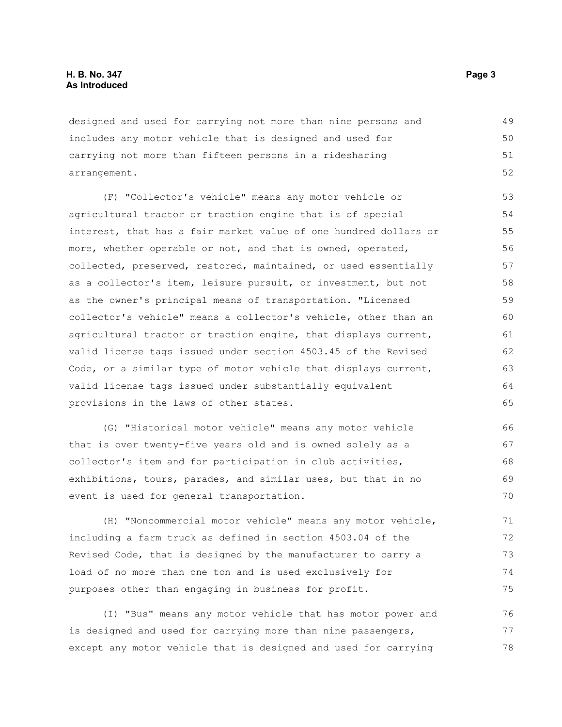designed and used for carrying not more than nine persons and includes any motor vehicle that is designed and used for carrying not more than fifteen persons in a ridesharing arrangement.

(F) "Collector's vehicle" means any motor vehicle or agricultural tractor or traction engine that is of special interest, that has a fair market value of one hundred dollars or more, whether operable or not, and that is owned, operated, collected, preserved, restored, maintained, or used essentially as a collector's item, leisure pursuit, or investment, but not as the owner's principal means of transportation. "Licensed collector's vehicle" means a collector's vehicle, other than an agricultural tractor or traction engine, that displays current, valid license tags issued under section 4503.45 of the Revised Code, or a similar type of motor vehicle that displays current, valid license tags issued under substantially equivalent provisions in the laws of other states.

(G) "Historical motor vehicle" means any motor vehicle that is over twenty-five years old and is owned solely as a collector's item and for participation in club activities, exhibitions, tours, parades, and similar uses, but that in no event is used for general transportation.

(H) "Noncommercial motor vehicle" means any motor vehicle, including a farm truck as defined in section 4503.04 of the Revised Code, that is designed by the manufacturer to carry a load of no more than one ton and is used exclusively for purposes other than engaging in business for profit.

(I) "Bus" means any motor vehicle that has motor power and is designed and used for carrying more than nine passengers, except any motor vehicle that is designed and used for carrying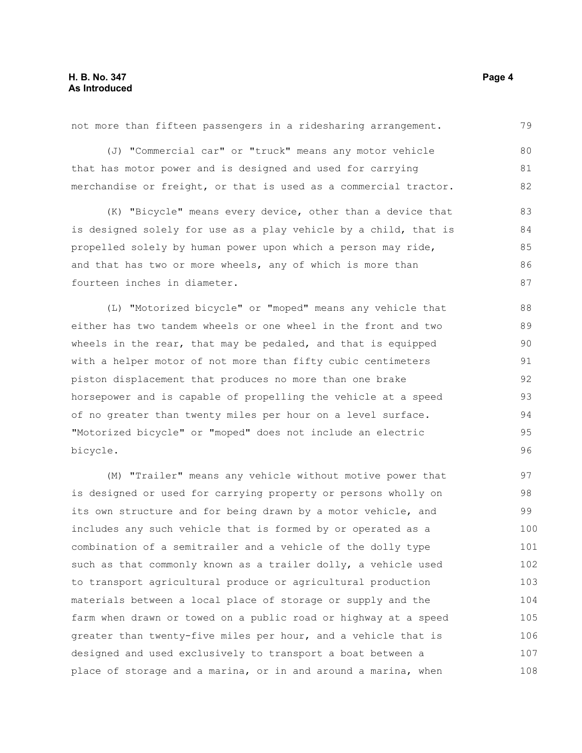not more than fifteen passengers in a ridesharing arrangement.

(J) "Commercial car" or "truck" means any motor vehicle that has motor power and is designed and used for carrying merchandise or freight, or that is used as a commercial tractor.

(K) "Bicycle" means every device, other than a device that is designed solely for use as a play vehicle by a child, that is propelled solely by human power upon which a person may ride, and that has two or more wheels, any of which is more than fourteen inches in diameter.

(L) "Motorized bicycle" or "moped" means any vehicle that either has two tandem wheels or one wheel in the front and two wheels in the rear, that may be pedaled, and that is equipped with a helper motor of not more than fifty cubic centimeters piston displacement that produces no more than one brake horsepower and is capable of propelling the vehicle at a speed of no greater than twenty miles per hour on a level surface. "Motorized bicycle" or "moped" does not include an electric bicycle.

(M) "Trailer" means any vehicle without motive power that is designed or used for carrying property or persons wholly on its own structure and for being drawn by a motor vehicle, and includes any such vehicle that is formed by or operated as a combination of a semitrailer and a vehicle of the dolly type such as that commonly known as a trailer dolly, a vehicle used to transport agricultural produce or agricultural production materials between a local place of storage or supply and the farm when drawn or towed on a public road or highway at a speed greater than twenty-five miles per hour, and a vehicle that is designed and used exclusively to transport a boat between a place of storage and a marina, or in and around a marina, when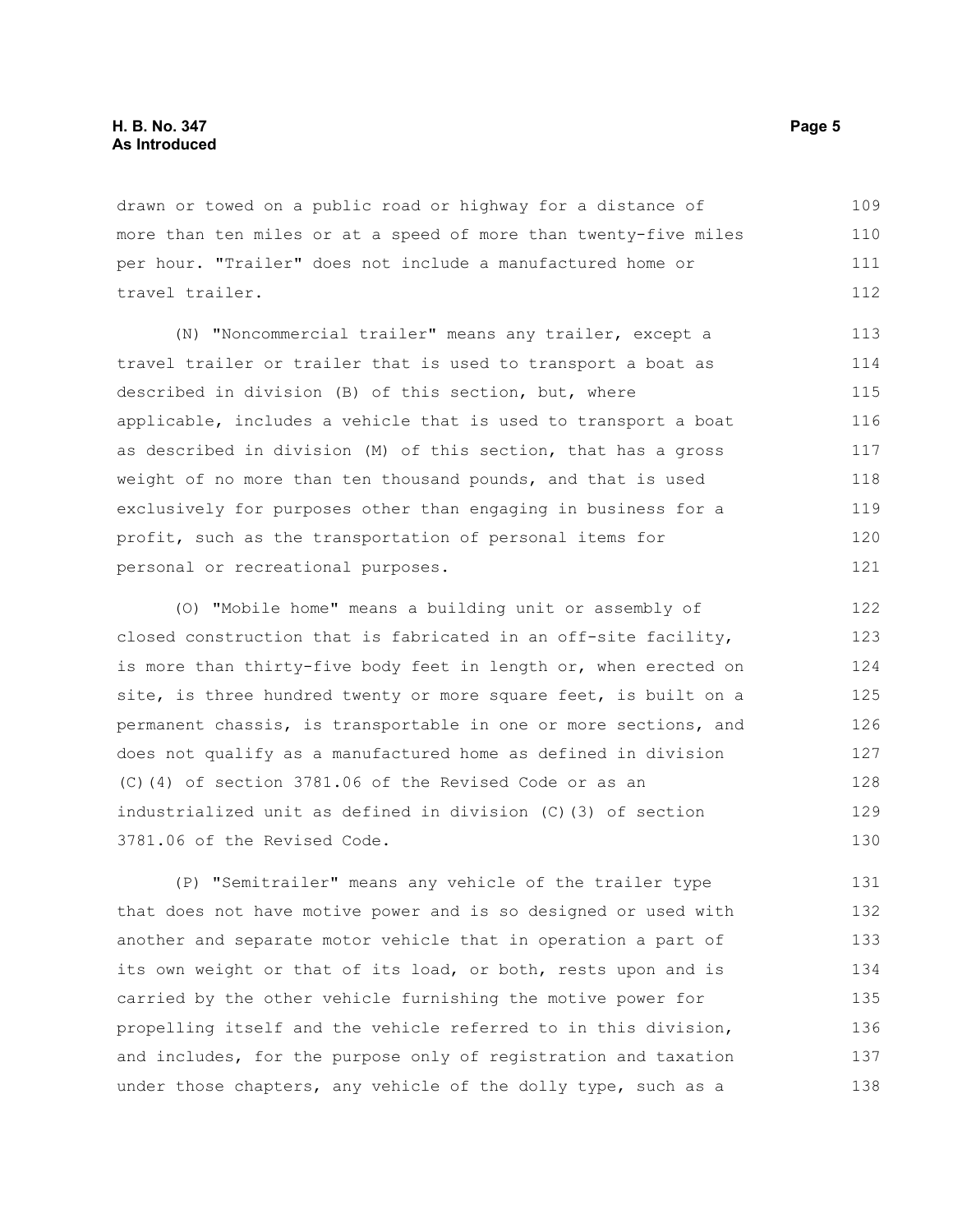drawn or towed on a public road or highway for a distance of more than ten miles or at a speed of more than twenty-five miles per hour. "Trailer" does not include a manufactured home or travel trailer.

(N) "Noncommercial trailer" means any trailer, except a travel trailer or trailer that is used to transport a boat as described in division (B) of this section, but, where applicable, includes a vehicle that is used to transport a boat as described in division (M) of this section, that has a gross weight of no more than ten thousand pounds, and that is used exclusively for purposes other than engaging in business for a profit, such as the transportation of personal items for personal or recreational purposes.

(O) "Mobile home" means a building unit or assembly of closed construction that is fabricated in an off-site facility, is more than thirty-five body feet in length or, when erected on site, is three hundred twenty or more square feet, is built on a permanent chassis, is transportable in one or more sections, and does not qualify as a manufactured home as defined in division (C)(4) of section 3781.06 of the Revised Code or as an industrialized unit as defined in division (C)(3) of section 3781.06 of the Revised Code.

(P) "Semitrailer" means any vehicle of the trailer type that does not have motive power and is so designed or used with another and separate motor vehicle that in operation a part of its own weight or that of its load, or both, rests upon and is carried by the other vehicle furnishing the motive power for propelling itself and the vehicle referred to in this division, and includes, for the purpose only of registration and taxation under those chapters, any vehicle of the dolly type, such as a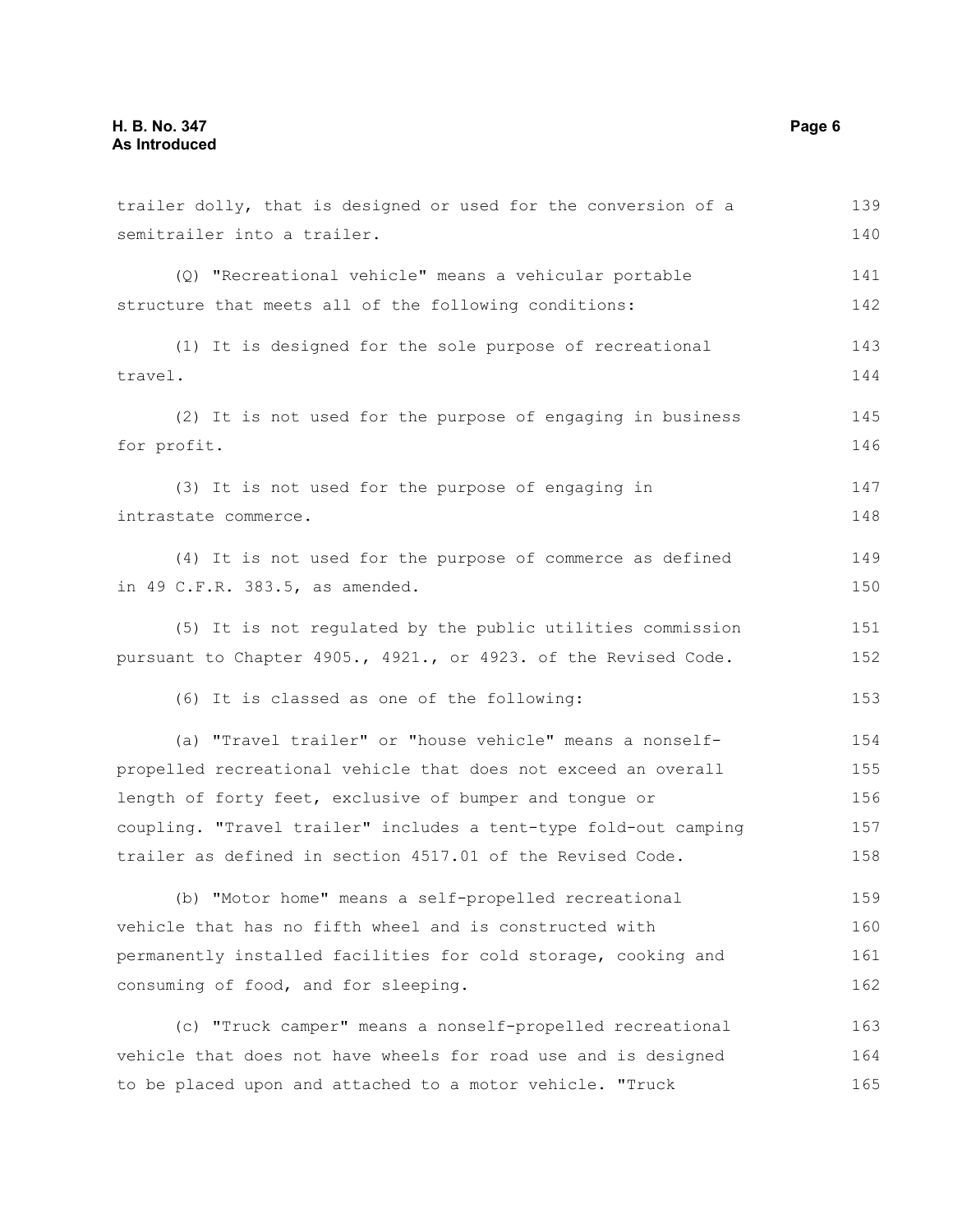trailer dolly, that is designed or used for the conversion of a semitrailer into a trailer.

(Q) "Recreational vehicle" means a vehicular portable structure that meets all of the following conditions:

(1) It is designed for the sole purpose of recreational travel.

(2) It is not used for the purpose of engaging in business for profit.

(3) It is not used for the purpose of engaging in intrastate commerce.

(4) It is not used for the purpose of commerce as defined in 49 C.F.R. 383.5, as amended.

(5) It is not regulated by the public utilities commission pursuant to Chapter 4905., 4921., or 4923. of the Revised Code.

(6) It is classed as one of the following:

(a) "Travel trailer" or "house vehicle" means a nonself-propelled recreational vehicle that does not exceed an overall length of forty feet, exclusive of bumper and tongue or coupling. "Travel trailer" includes a tent-type fold-out camping trailer as defined in section 4517.01 of the Revised Code.

(b) "Motor home" means a self-propelled recreational vehicle that has no fifth wheel and is constructed with permanently installed facilities for cold storage, cooking and consuming of food, and for sleeping.

(c) "Truck camper" means a nonself-propelled recreational vehicle that does not have wheels for road use and is designed to be placed upon and attached to a motor vehicle. "Truck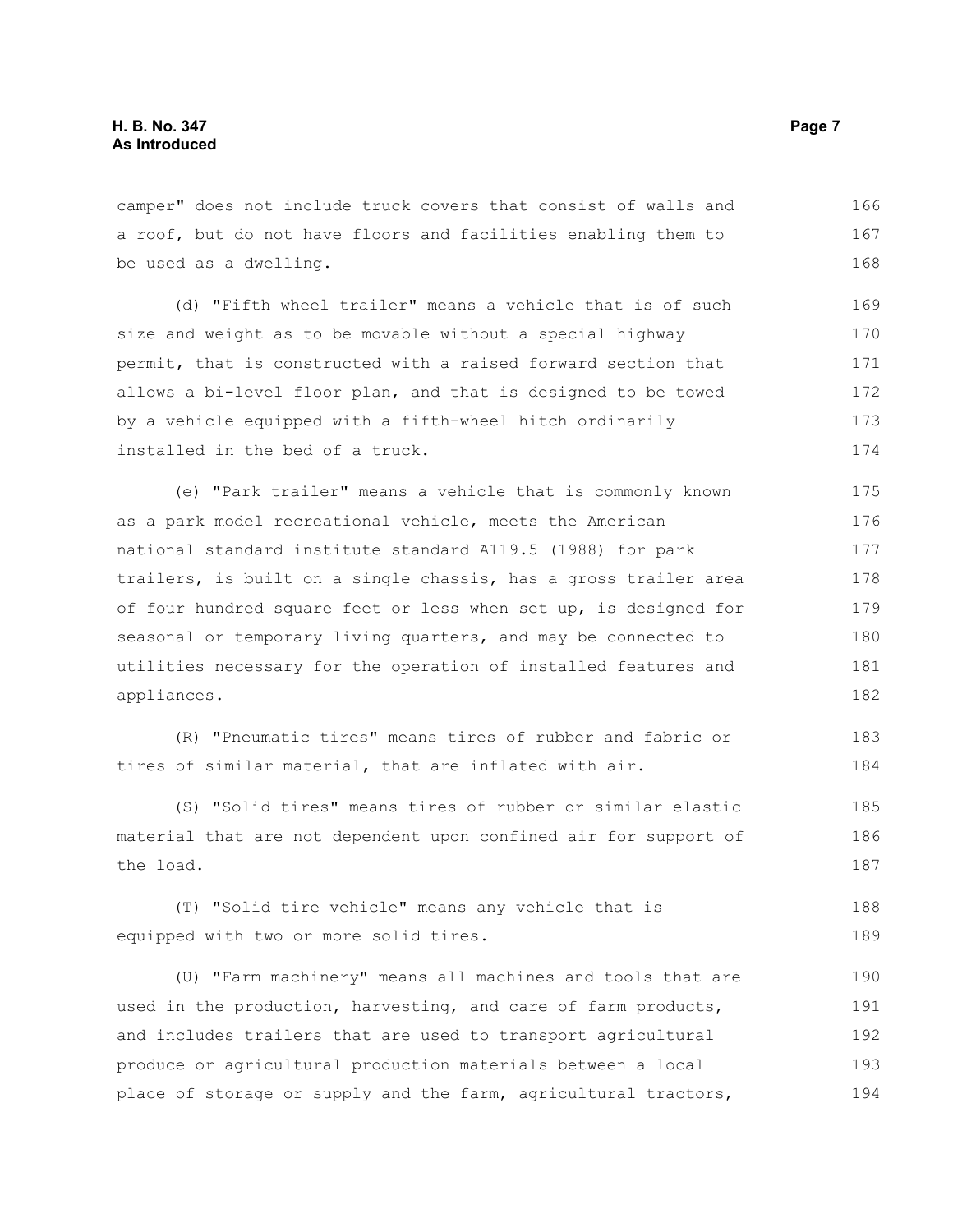camper" does not include truck covers that consist of walls and a roof, but do not have floors and facilities enabling them to be used as a dwelling.

(d) "Fifth wheel trailer" means a vehicle that is of such size and weight as to be movable without a special highway permit, that is constructed with a raised forward section that allows a bi-level floor plan, and that is designed to be towed by a vehicle equipped with a fifth-wheel hitch ordinarily installed in the bed of a truck.

(e) "Park trailer" means a vehicle that is commonly known as a park model recreational vehicle, meets the American national standard institute standard A119.5 (1988) for park trailers, is built on a single chassis, has a gross trailer area of four hundred square feet or less when set up, is designed for seasonal or temporary living quarters, and may be connected to utilities necessary for the operation of installed features and appliances.

(R) "Pneumatic tires" means tires of rubber and fabric or tires of similar material, that are inflated with air.

(S) "Solid tires" means tires of rubber or similar elastic material that are not dependent upon confined air for support of the load.

(T) "Solid tire vehicle" means any vehicle that is equipped with two or more solid tires.

(U) "Farm machinery" means all machines and tools that are used in the production, harvesting, and care of farm products, and includes trailers that are used to transport agricultural produce or agricultural production materials between a local place of storage or supply and the farm, agricultural tractors,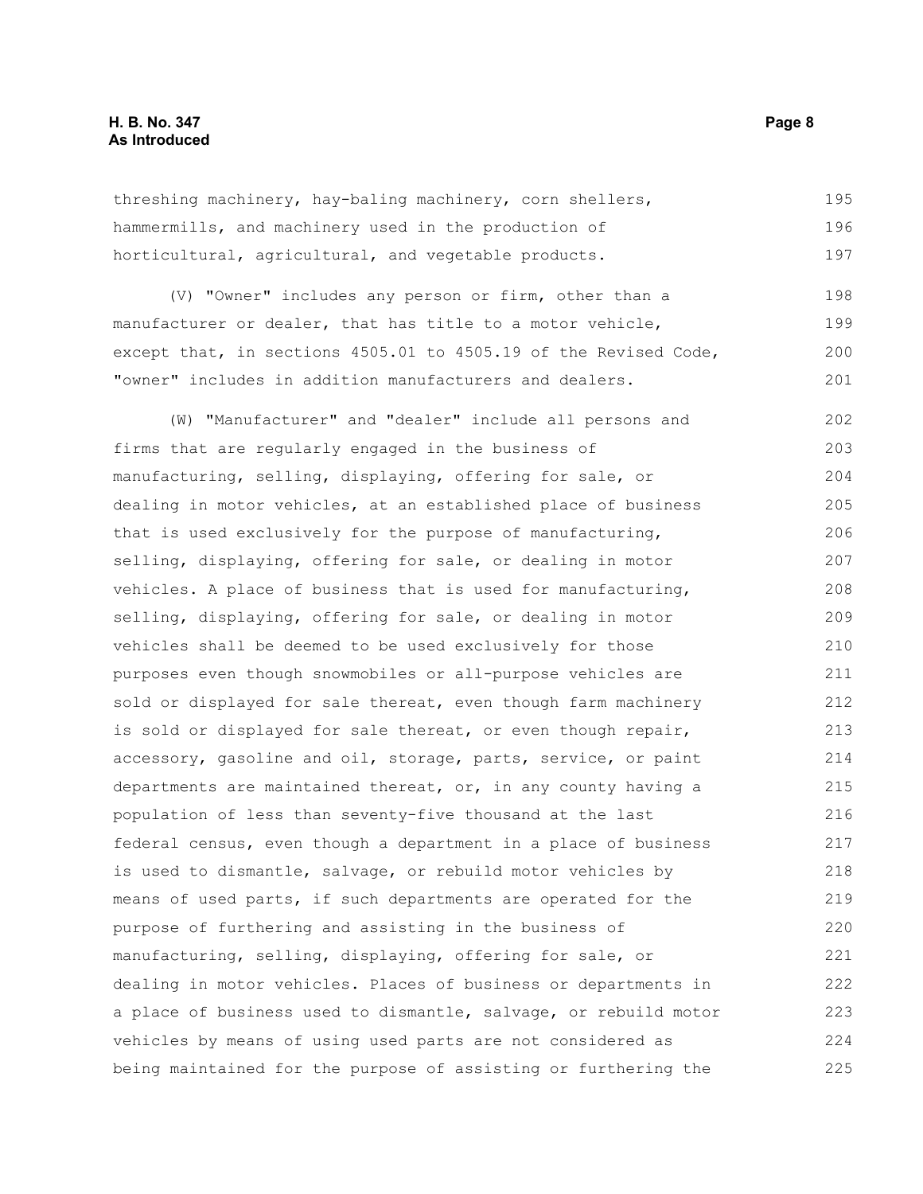threshing machinery, hay-baling machinery, corn shellers, hammermills, and machinery used in the production of horticultural, agricultural, and vegetable products.

(V) "Owner" includes any person or firm, other than a manufacturer or dealer, that has title to a motor vehicle, except that, in sections 4505.01 to 4505.19 of the Revised Code, "owner" includes in addition manufacturers and dealers.

(W) "Manufacturer" and "dealer" include all persons and firms that are regularly engaged in the business of manufacturing, selling, displaying, offering for sale, or dealing in motor vehicles, at an established place of business that is used exclusively for the purpose of manufacturing, selling, displaying, offering for sale, or dealing in motor vehicles. A place of business that is used for manufacturing, selling, displaying, offering for sale, or dealing in motor vehicles shall be deemed to be used exclusively for those purposes even though snowmobiles or all-purpose vehicles are sold or displayed for sale thereat, even though farm machinery is sold or displayed for sale thereat, or even though repair, accessory, gasoline and oil, storage, parts, service, or paint departments are maintained thereat, or, in any county having a population of less than seventy-five thousand at the last federal census, even though a department in a place of business is used to dismantle, salvage, or rebuild motor vehicles by means of used parts, if such departments are operated for the purpose of furthering and assisting in the business of manufacturing, selling, displaying, offering for sale, or dealing in motor vehicles. Places of business or departments in a place of business used to dismantle, salvage, or rebuild motor vehicles by means of using used parts are not considered as being maintained for the purpose of assisting or furthering the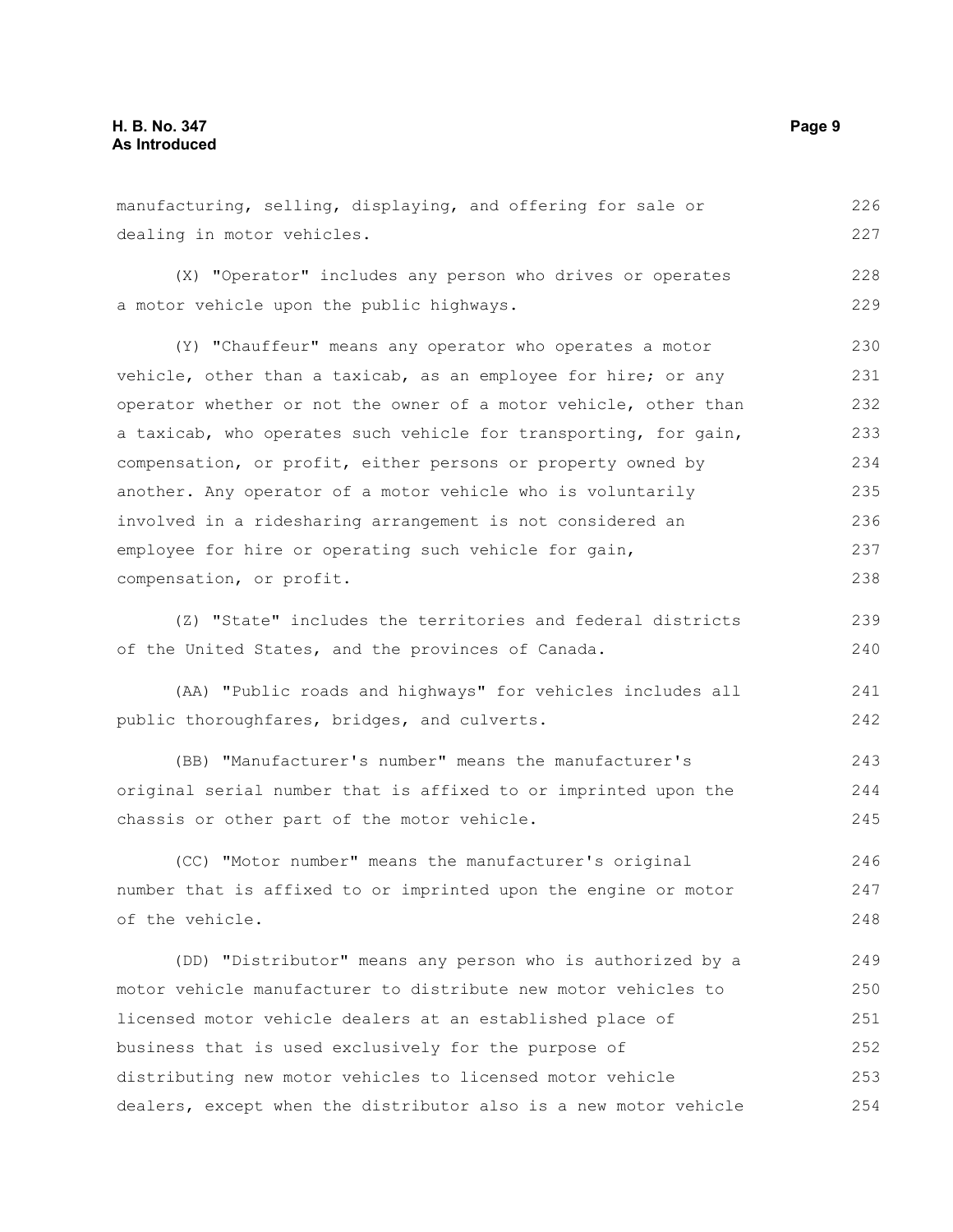manufacturing, selling, displaying, and offering for sale or dealing in motor vehicles.

(X) "Operator" includes any person who drives or operates a motor vehicle upon the public highways.

(Y) "Chauffeur" means any operator who operates a motor vehicle, other than a taxicab, as an employee for hire; or any operator whether or not the owner of a motor vehicle, other than a taxicab, who operates such vehicle for transporting, for gain, compensation, or profit, either persons or property owned by another. Any operator of a motor vehicle who is voluntarily involved in a ridesharing arrangement is not considered an employee for hire or operating such vehicle for gain, compensation, or profit.

(Z) "State" includes the territories and federal districts of the United States, and the provinces of Canada.

(AA) "Public roads and highways" for vehicles includes all public thoroughfares, bridges, and culverts.

(BB) "Manufacturer's number" means the manufacturer's original serial number that is affixed to or imprinted upon the chassis or other part of the motor vehicle.

(CC) "Motor number" means the manufacturer's original number that is affixed to or imprinted upon the engine or motor of the vehicle.

(DD) "Distributor" means any person who is authorized by a motor vehicle manufacturer to distribute new motor vehicles to licensed motor vehicle dealers at an established place of business that is used exclusively for the purpose of distributing new motor vehicles to licensed motor vehicle dealers, except when the distributor also is a new motor vehicle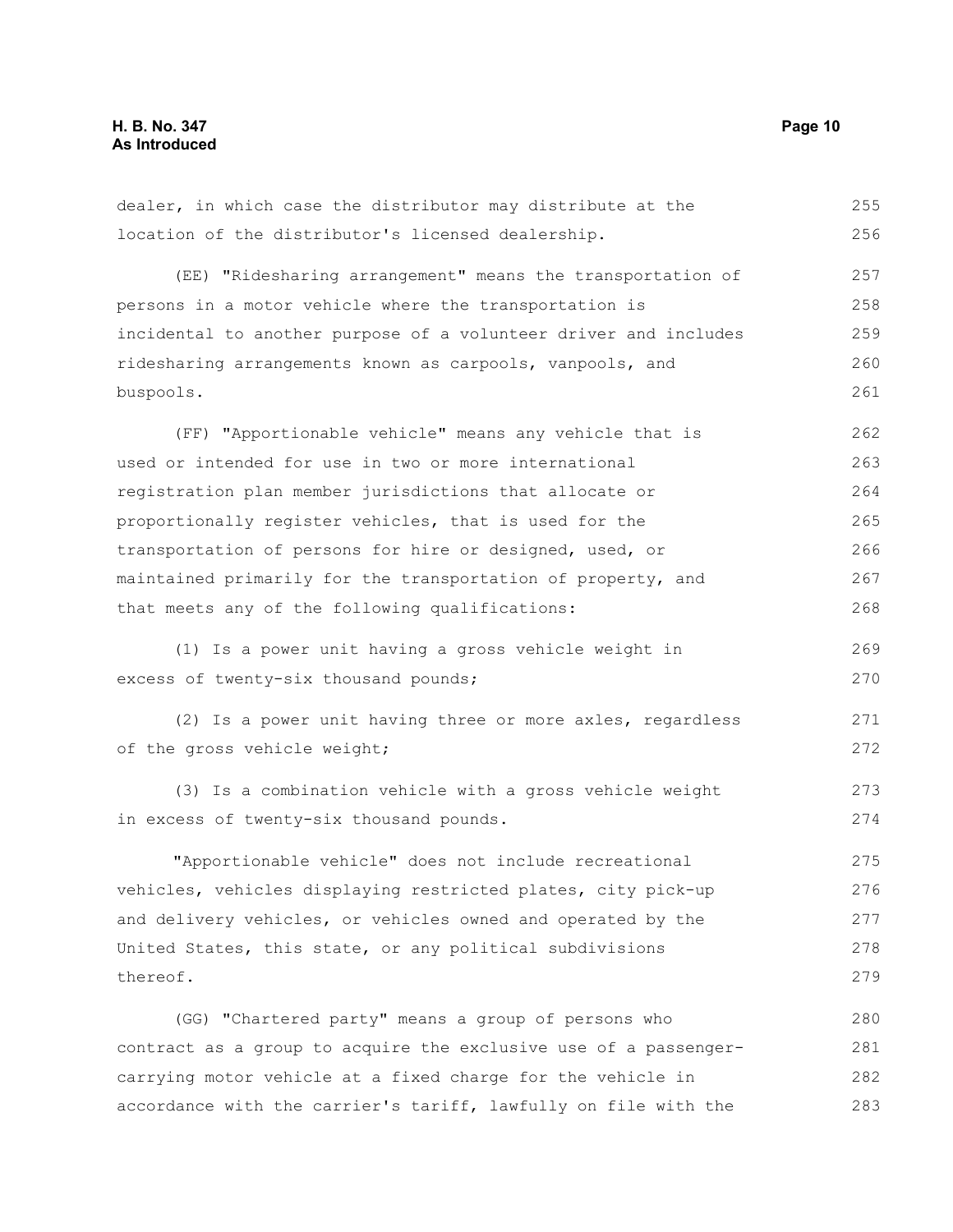dealer, in which case the distributor may distribute at the location of the distributor's licensed dealership.

(EE) "Ridesharing arrangement" means the transportation of persons in a motor vehicle where the transportation is incidental to another purpose of a volunteer driver and includes ridesharing arrangements known as carpools, vanpools, and buspools.

(FF) "Apportionable vehicle" means any vehicle that is used or intended for use in two or more international registration plan member jurisdictions that allocate or proportionally register vehicles, that is used for the transportation of persons for hire or designed, used, or maintained primarily for the transportation of property, and that meets any of the following qualifications:

(1) Is a power unit having a gross vehicle weight in excess of twenty-six thousand pounds;

(2) Is a power unit having three or more axles, regardless of the gross vehicle weight;

(3) Is a combination vehicle with a gross vehicle weight in excess of twenty-six thousand pounds.

"Apportionable vehicle" does not include recreational vehicles, vehicles displaying restricted plates, city pick-up and delivery vehicles, or vehicles owned and operated by the United States, this state, or any political subdivisions thereof.

(GG) "Chartered party" means a group of persons who contract as a group to acquire the exclusive use of a passenger-carrying motor vehicle at a fixed charge for the vehicle in accordance with the carrier's tariff, lawfully on file with the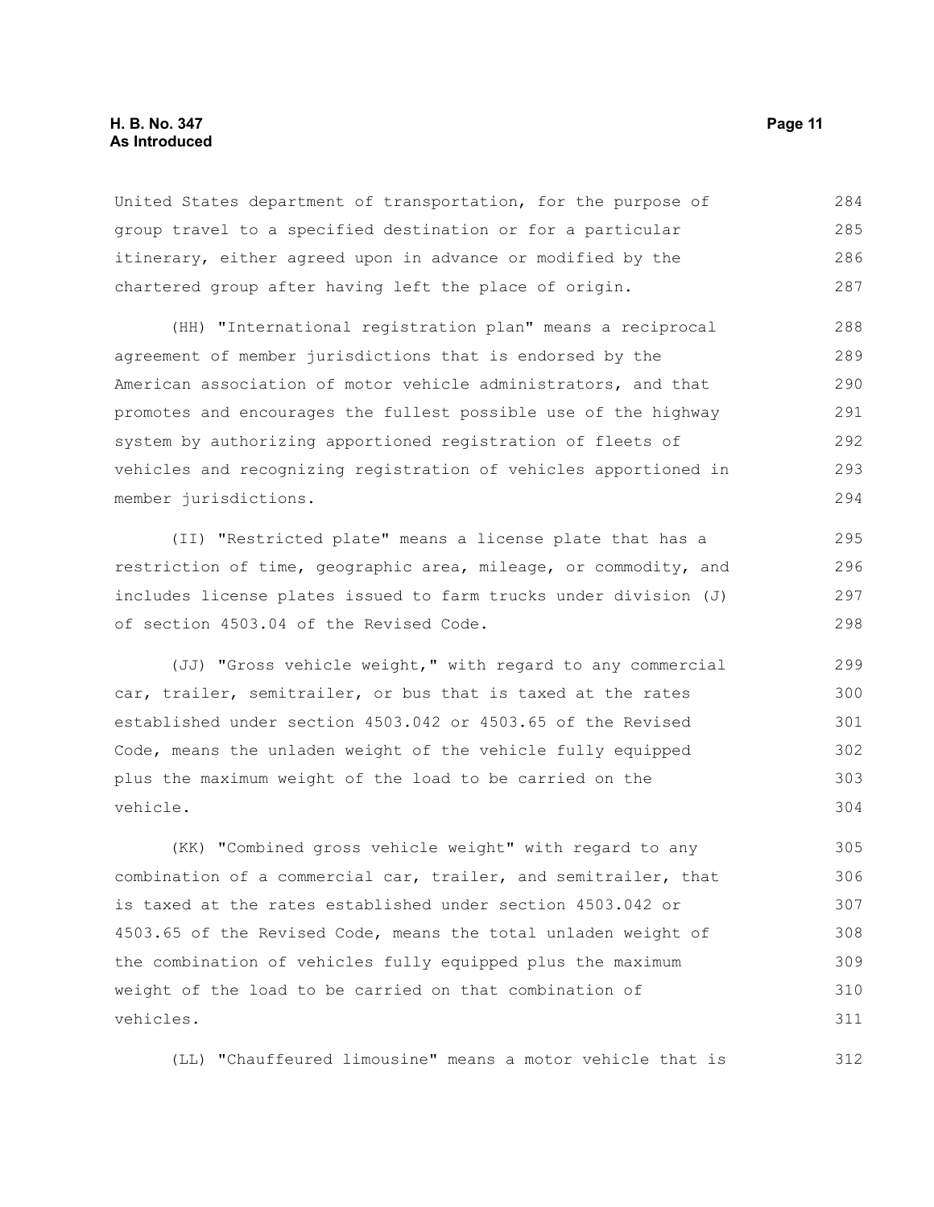United States department of transportation, for the purpose of group travel to a specified destination or for a particular itinerary, either agreed upon in advance or modified by the chartered group after having left the place of origin.

(HH) "International registration plan" means a reciprocal agreement of member jurisdictions that is endorsed by the American association of motor vehicle administrators, and that promotes and encourages the fullest possible use of the highway system by authorizing apportioned registration of fleets of vehicles and recognizing registration of vehicles apportioned in member jurisdictions.

(II) "Restricted plate" means a license plate that has a restriction of time, geographic area, mileage, or commodity, and includes license plates issued to farm trucks under division (J) of section 4503.04 of the Revised Code.

(JJ) "Gross vehicle weight," with regard to any commercial car, trailer, semitrailer, or bus that is taxed at the rates established under section 4503.042 or 4503.65 of the Revised Code, means the unladen weight of the vehicle fully equipped plus the maximum weight of the load to be carried on the vehicle.

(KK) "Combined gross vehicle weight" with regard to any combination of a commercial car, trailer, and semitrailer, that is taxed at the rates established under section 4503.042 or 4503.65 of the Revised Code, means the total unladen weight of the combination of vehicles fully equipped plus the maximum weight of the load to be carried on that combination of vehicles.

(LL) "Chauffeured limousine" means a motor vehicle that is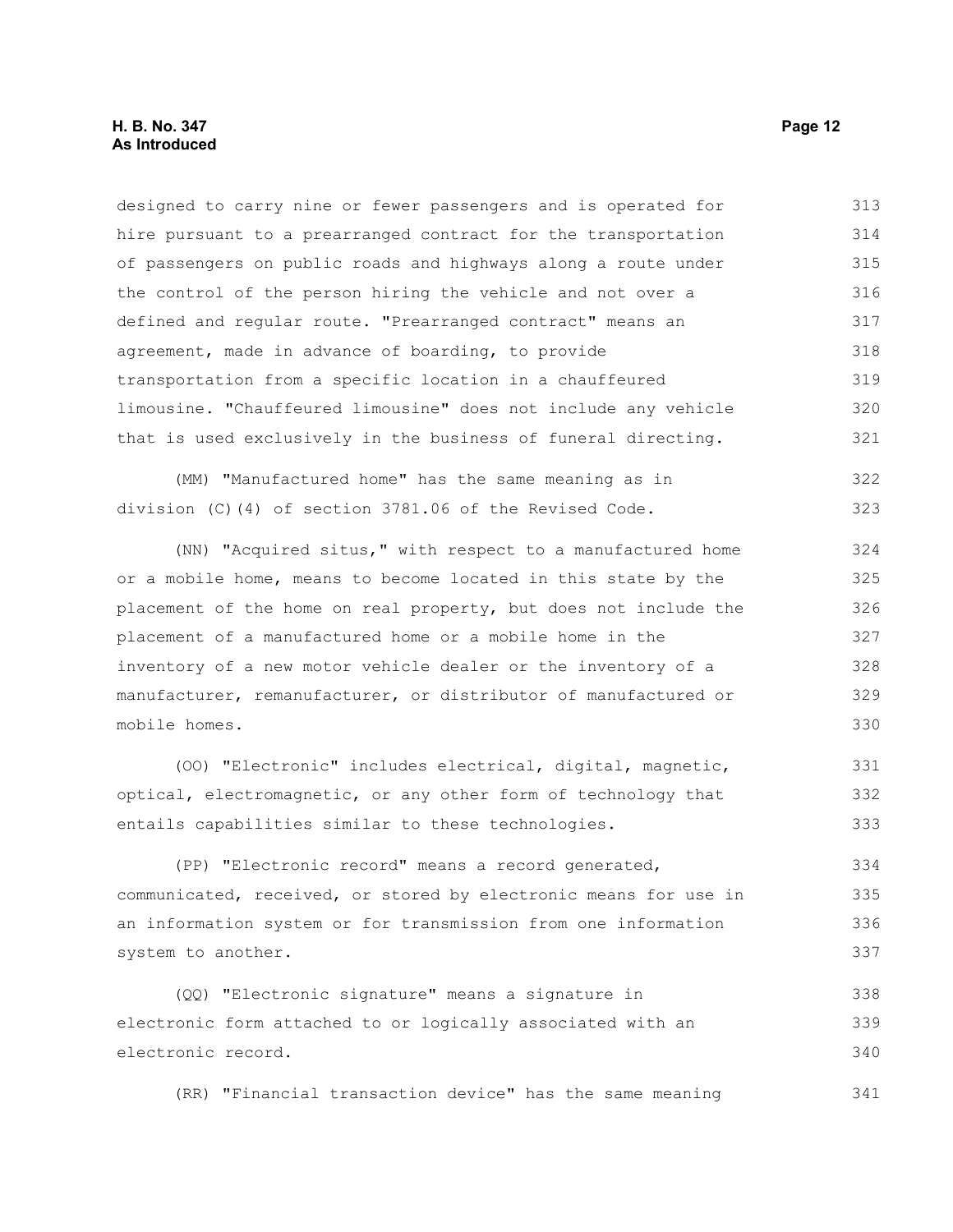designed to carry nine or fewer passengers and is operated for hire pursuant to a prearranged contract for the transportation of passengers on public roads and highways along a route under the control of the person hiring the vehicle and not over a defined and regular route. "Prearranged contract" means an agreement, made in advance of boarding, to provide transportation from a specific location in a chauffeured limousine. "Chauffeured limousine" does not include any vehicle that is used exclusively in the business of funeral directing.

(MM) "Manufactured home" has the same meaning as in division (C)(4) of section 3781.06 of the Revised Code.

(NN) "Acquired situs," with respect to a manufactured home or a mobile home, means to become located in this state by the placement of the home on real property, but does not include the placement of a manufactured home or a mobile home in the inventory of a new motor vehicle dealer or the inventory of a manufacturer, remanufacturer, or distributor of manufactured or mobile homes.

(OO) "Electronic" includes electrical, digital, magnetic, optical, electromagnetic, or any other form of technology that entails capabilities similar to these technologies.

(PP) "Electronic record" means a record generated, communicated, received, or stored by electronic means for use in an information system or for transmission from one information system to another.

(QQ) "Electronic signature" means a signature in electronic form attached to or logically associated with an electronic record.

(RR) "Financial transaction device" has the same meaning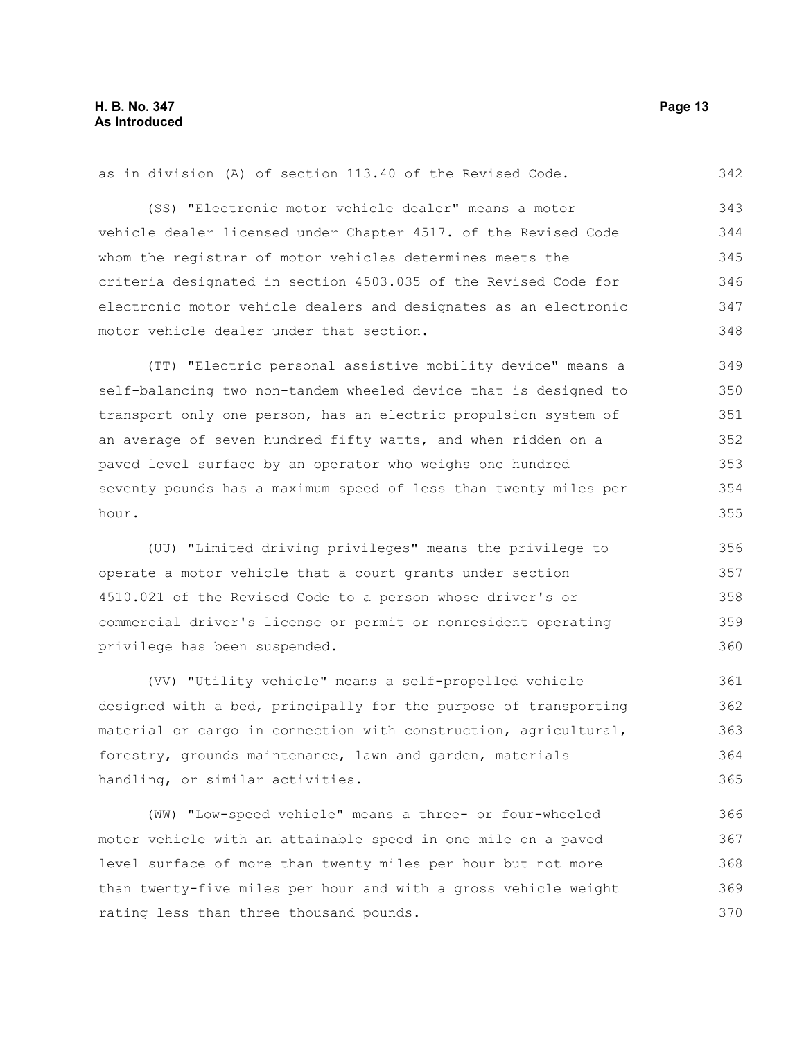as in division (A) of section 113.40 of the Revised Code.

(SS) "Electronic motor vehicle dealer" means a motor vehicle dealer licensed under Chapter 4517. of the Revised Code whom the registrar of motor vehicles determines meets the criteria designated in section 4503.035 of the Revised Code for electronic motor vehicle dealers and designates as an electronic motor vehicle dealer under that section.

(TT) "Electric personal assistive mobility device" means a self-balancing two non-tandem wheeled device that is designed to transport only one person, has an electric propulsion system of an average of seven hundred fifty watts, and when ridden on a paved level surface by an operator who weighs one hundred seventy pounds has a maximum speed of less than twenty miles per hour.

(UU) "Limited driving privileges" means the privilege to operate a motor vehicle that a court grants under section 4510.021 of the Revised Code to a person whose driver's or commercial driver's license or permit or nonresident operating privilege has been suspended.

(VV) "Utility vehicle" means a self-propelled vehicle designed with a bed, principally for the purpose of transporting material or cargo in connection with construction, agricultural, forestry, grounds maintenance, lawn and garden, materials handling, or similar activities.

(WW) "Low-speed vehicle" means a three- or four-wheeled motor vehicle with an attainable speed in one mile on a paved level surface of more than twenty miles per hour but not more than twenty-five miles per hour and with a gross vehicle weight rating less than three thousand pounds.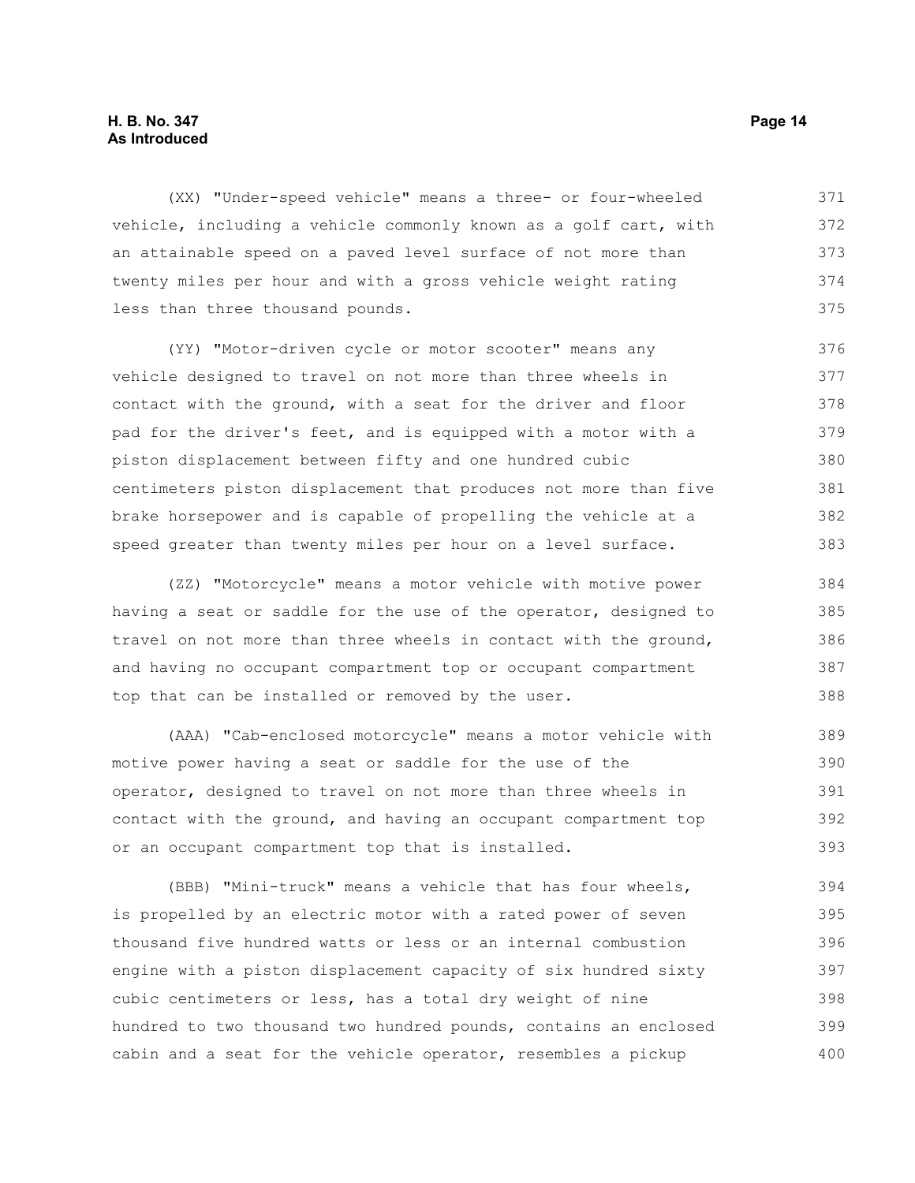(XX) "Under-speed vehicle" means a three- or four-wheeled vehicle, including a vehicle commonly known as a golf cart, with an attainable speed on a paved level surface of not more than twenty miles per hour and with a gross vehicle weight rating less than three thousand pounds.

(YY) "Motor-driven cycle or motor scooter" means any vehicle designed to travel on not more than three wheels in contact with the ground, with a seat for the driver and floor pad for the driver's feet, and is equipped with a motor with a piston displacement between fifty and one hundred cubic centimeters piston displacement that produces not more than five brake horsepower and is capable of propelling the vehicle at a speed greater than twenty miles per hour on a level surface.

(ZZ) "Motorcycle" means a motor vehicle with motive power having a seat or saddle for the use of the operator, designed to travel on not more than three wheels in contact with the ground, and having no occupant compartment top or occupant compartment top that can be installed or removed by the user.

(AAA) "Cab-enclosed motorcycle" means a motor vehicle with motive power having a seat or saddle for the use of the operator, designed to travel on not more than three wheels in contact with the ground, and having an occupant compartment top or an occupant compartment top that is installed.

(BBB) "Mini-truck" means a vehicle that has four wheels, is propelled by an electric motor with a rated power of seven thousand five hundred watts or less or an internal combustion engine with a piston displacement capacity of six hundred sixty cubic centimeters or less, has a total dry weight of nine hundred to two thousand two hundred pounds, contains an enclosed cabin and a seat for the vehicle operator, resembles a pickup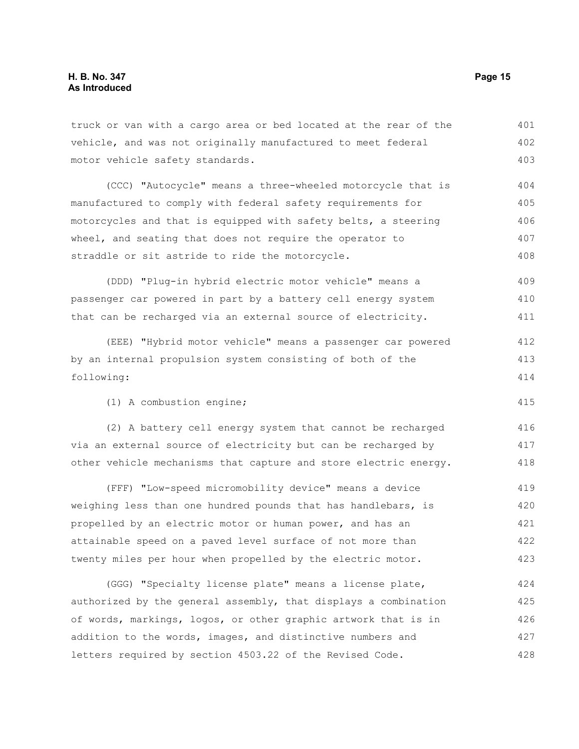truck or van with a cargo area or bed located at the rear of the vehicle, and was not originally manufactured to meet federal motor vehicle safety standards.

(CCC) "Autocycle" means a three-wheeled motorcycle that is manufactured to comply with federal safety requirements for motorcycles and that is equipped with safety belts, a steering wheel, and seating that does not require the operator to straddle or sit astride to ride the motorcycle.

(DDD) "Plug-in hybrid electric motor vehicle" means a passenger car powered in part by a battery cell energy system that can be recharged via an external source of electricity.

(EEE) "Hybrid motor vehicle" means a passenger car powered by an internal propulsion system consisting of both of the following:

(1) A combustion engine;

(2) A battery cell energy system that cannot be recharged via an external source of electricity but can be recharged by other vehicle mechanisms that capture and store electric energy.

(FFF) "Low-speed micromobility device" means a device weighing less than one hundred pounds that has handlebars, is propelled by an electric motor or human power, and has an attainable speed on a paved level surface of not more than twenty miles per hour when propelled by the electric motor.

(GGG) "Specialty license plate" means a license plate, authorized by the general assembly, that displays a combination of words, markings, logos, or other graphic artwork that is in addition to the words, images, and distinctive numbers and letters required by section 4503.22 of the Revised Code.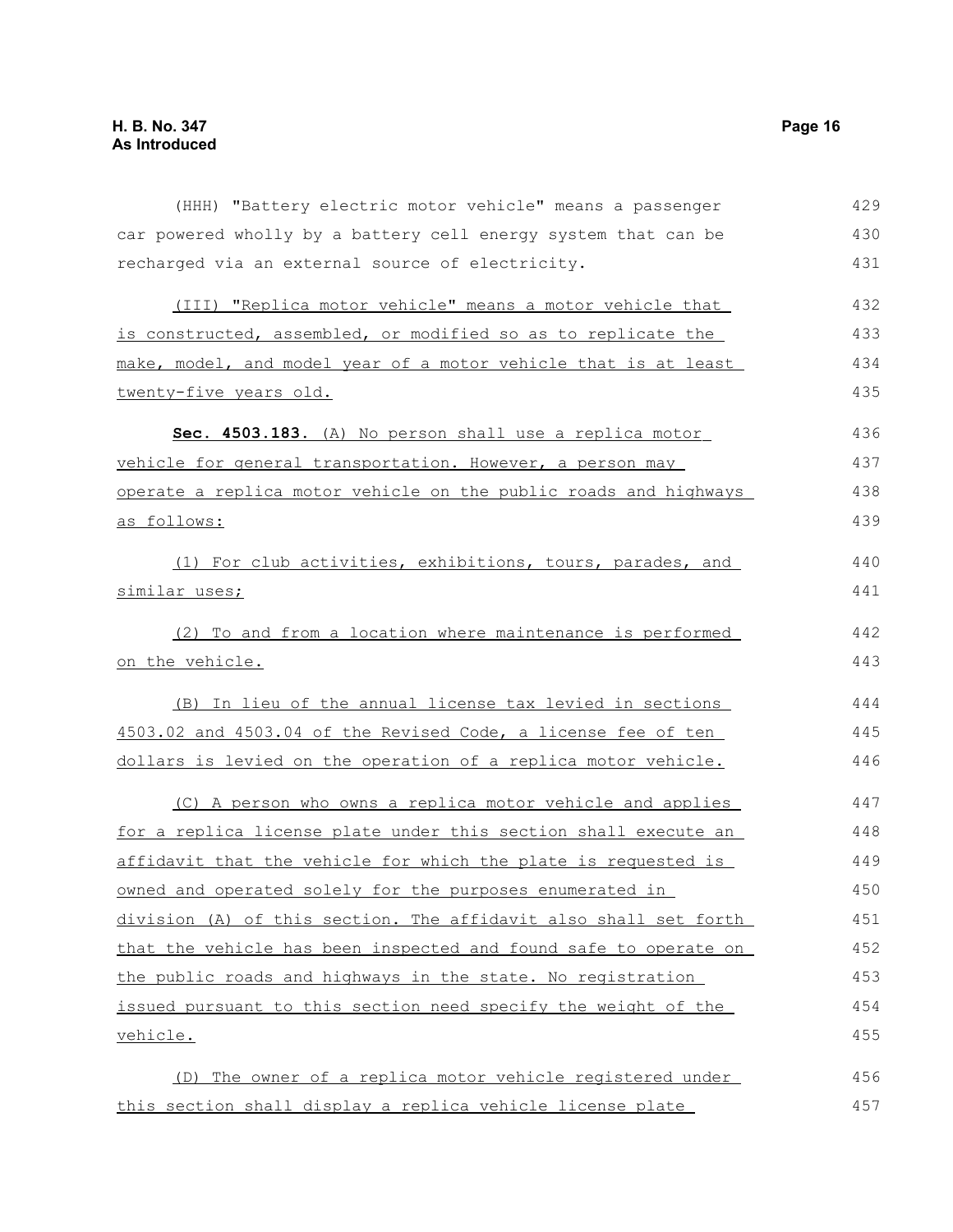(HHH) "Battery electric motor vehicle" means a passenger car powered wholly by a battery cell energy system that can be recharged via an external source of electricity.

(III) "Replica motor vehicle" means a motor vehicle that is constructed, assembled, or modified so as to replicate the make, model, and model year of a motor vehicle that is at least twenty-five years old.

**Sec. 4503.183.** (A) No person shall use a replica motor vehicle for general transportation. However, a person may operate a replica motor vehicle on the public roads and highways as follows:

(1) For club activities, exhibitions, tours, parades, and similar uses;

(2) To and from a location where maintenance is performed on the vehicle.

(B) In lieu of the annual license tax levied in sections 4503.02 and 4503.04 of the Revised Code, a license fee of ten dollars is levied on the operation of a replica motor vehicle.

(C) A person who owns a replica motor vehicle and applies for a replica license plate under this section shall execute an affidavit that the vehicle for which the plate is requested is owned and operated solely for the purposes enumerated in division (A) of this section. The affidavit also shall set forth that the vehicle has been inspected and found safe to operate on the public roads and highways in the state. No registration issued pursuant to this section need specify the weight of the vehicle.

(D) The owner of a replica motor vehicle registered under this section shall display a replica vehicle license plate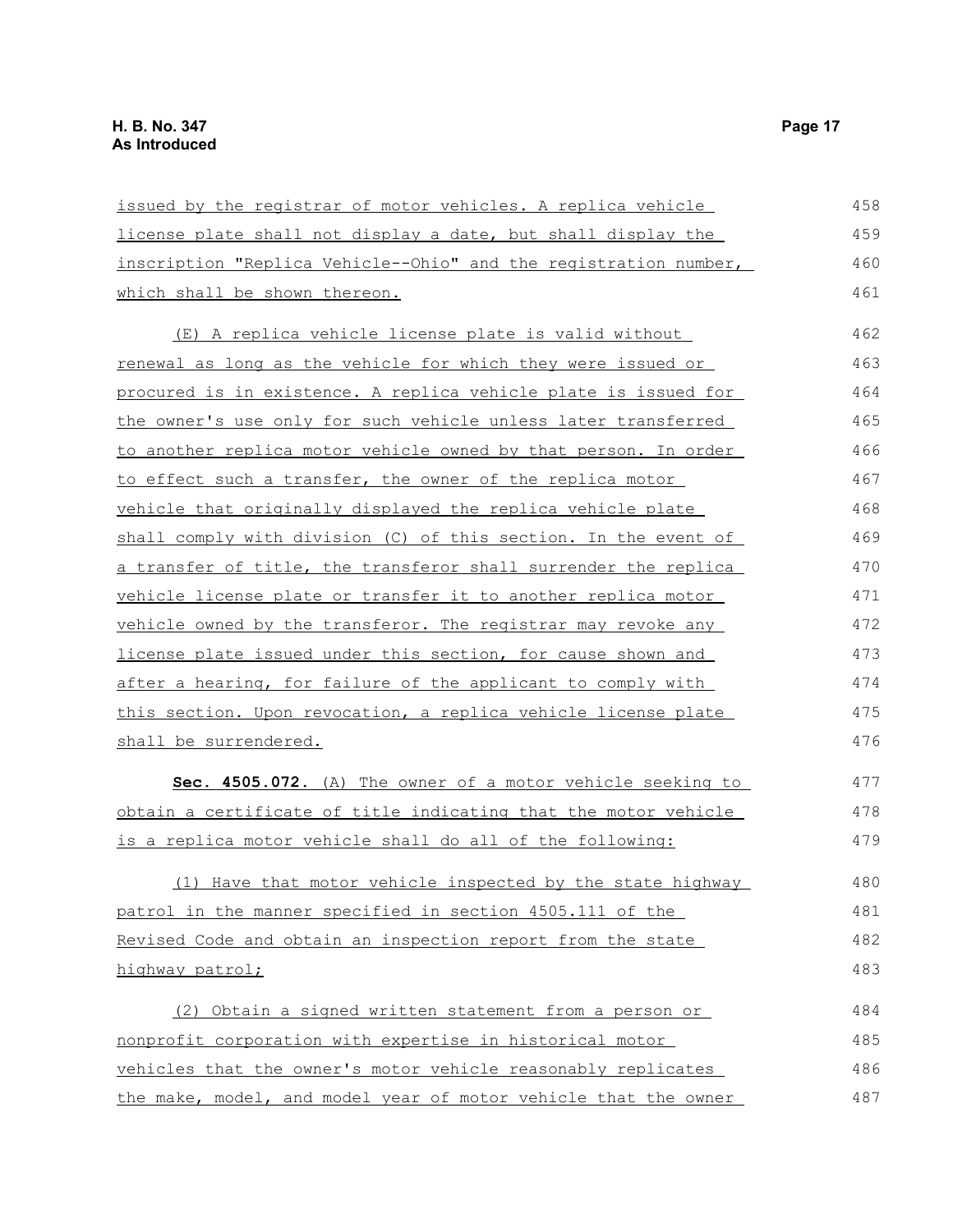issued by the registrar of motor vehicles. A replica vehicle license plate shall not display a date, but shall display the inscription "Replica Vehicle--Ohio" and the registration number, which shall be shown thereon.

(E) A replica vehicle license plate is valid without renewal as long as the vehicle for which they were issued or procured is in existence. A replica vehicle plate is issued for the owner's use only for such vehicle unless later transferred to another replica motor vehicle owned by that person. In order to effect such a transfer, the owner of the replica motor vehicle that originally displayed the replica vehicle plate shall comply with division (C) of this section. In the event of a transfer of title, the transferor shall surrender the replica vehicle license plate or transfer it to another replica motor vehicle owned by the transferor. The registrar may revoke any license plate issued under this section, for cause shown and after a hearing, for failure of the applicant to comply with this section. Upon revocation, a replica vehicle license plate shall be surrendered.

**Sec. 4505.072.** (A) The owner of a motor vehicle seeking to obtain a certificate of title indicating that the motor vehicle is a replica motor vehicle shall do all of the following:

(1) Have that motor vehicle inspected by the state highway patrol in the manner specified in section 4505.111 of the Revised Code and obtain an inspection report from the state highway patrol;

(2) Obtain a signed written statement from a person or nonprofit corporation with expertise in historical motor vehicles that the owner's motor vehicle reasonably replicates the make, model, and model year of motor vehicle that the owner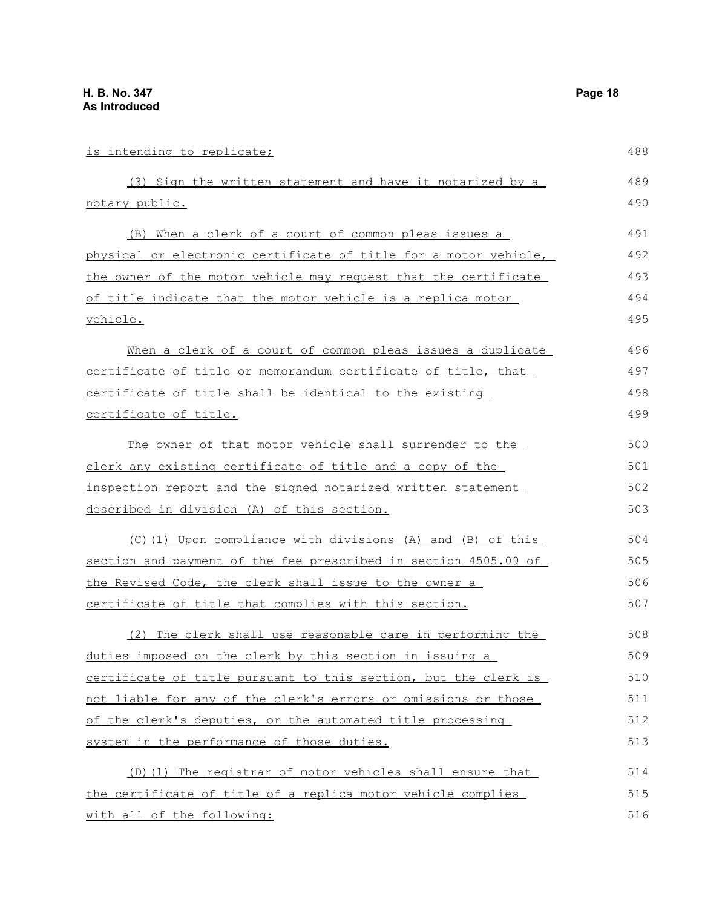is intending to replicate;

(3) Sign the written statement and have it notarized by a notary public.

(B) When a clerk of a court of common pleas issues a physical or electronic certificate of title for a motor vehicle, the owner of the motor vehicle may request that the certificate of title indicate that the motor vehicle is a replica motor vehicle.

When a clerk of a court of common pleas issues a duplicate certificate of title or memorandum certificate of title, that certificate of title shall be identical to the existing certificate of title.

The owner of that motor vehicle shall surrender to the clerk any existing certificate of title and a copy of the inspection report and the signed notarized written statement described in division (A) of this section.

(C)(1) Upon compliance with divisions (A) and (B) of this section and payment of the fee prescribed in section 4505.09 of the Revised Code, the clerk shall issue to the owner a certificate of title that complies with this section.

(2) The clerk shall use reasonable care in performing the duties imposed on the clerk by this section in issuing a certificate of title pursuant to this section, but the clerk is not liable for any of the clerk's errors or omissions or those of the clerk's deputies, or the automated title processing system in the performance of those duties.

(D)(1) The registrar of motor vehicles shall ensure that the certificate of title of a replica motor vehicle complies with all of the following: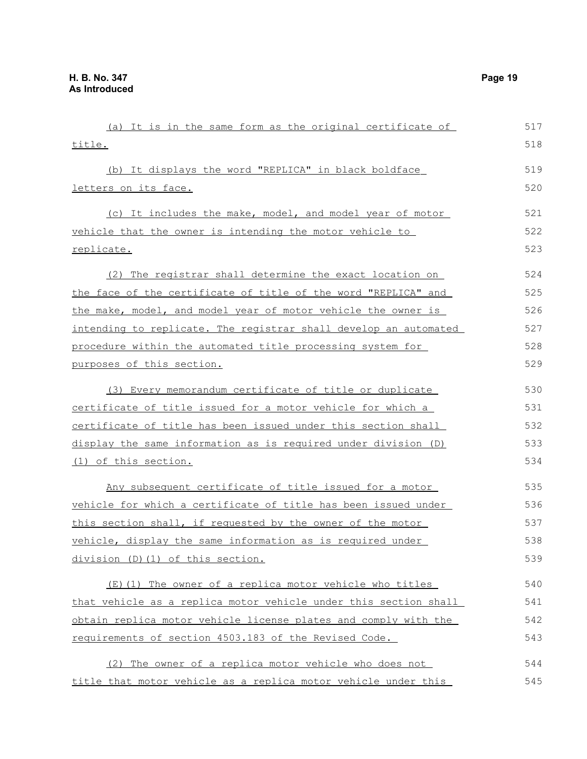(a) It is in the same form as the original certificate of title.

(b) It displays the word "REPLICA" in black boldface letters on its face.

(c) It includes the make, model, and model year of motor vehicle that the owner is intending the motor vehicle to replicate.

(2) The registrar shall determine the exact location on the face of the certificate of title of the word "REPLICA" and the make, model, and model year of motor vehicle the owner is intending to replicate. The registrar shall develop an automated procedure within the automated title processing system for purposes of this section.

(3) Every memorandum certificate of title or duplicate certificate of title issued for a motor vehicle for which a certificate of title has been issued under this section shall display the same information as is required under division (D)(1) of this section.

Any subsequent certificate of title issued for a motor vehicle for which a certificate of title has been issued under this section shall, if requested by the owner of the motor vehicle, display the same information as is required under division (D)(1) of this section.

(E)(1) The owner of a replica motor vehicle who titles that vehicle as a replica motor vehicle under this section shall obtain replica motor vehicle license plates and comply with the requirements of section 4503.183 of the Revised Code.

(2) The owner of a replica motor vehicle who does not title that motor vehicle as a replica motor vehicle under this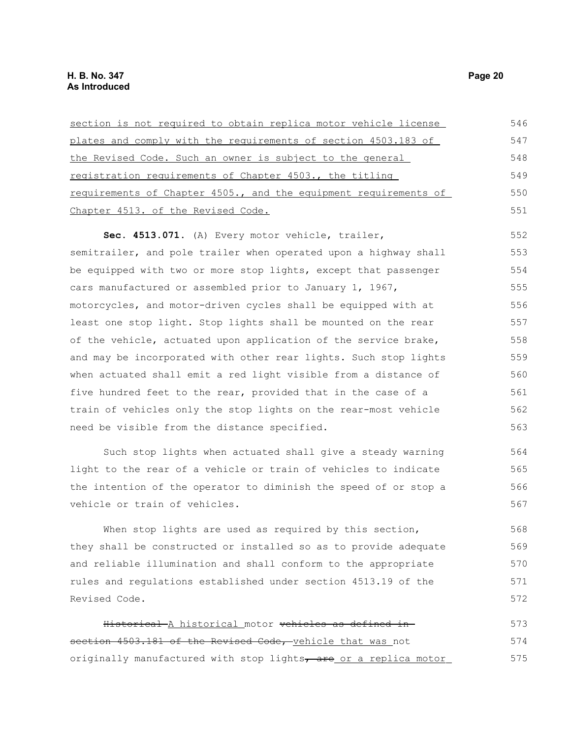section is not required to obtain replica motor vehicle license plates and comply with the requirements of section 4503.183 of the Revised Code. Such an owner is subject to the general registration requirements of Chapter 4503., the titling requirements of Chapter 4505., and the equipment requirements of Chapter 4513. of the Revised Code.

**Sec. 4513.071.** (A) Every motor vehicle, trailer, semitrailer, and pole trailer when operated upon a highway shall be equipped with two or more stop lights, except that passenger cars manufactured or assembled prior to January 1, 1967, motorcycles, and motor-driven cycles shall be equipped with at least one stop light. Stop lights shall be mounted on the rear of the vehicle, actuated upon application of the service brake, and may be incorporated with other rear lights. Such stop lights when actuated shall emit a red light visible from a distance of five hundred feet to the rear, provided that in the case of a train of vehicles only the stop lights on the rear-most vehicle need be visible from the distance specified.

Such stop lights when actuated shall give a steady warning light to the rear of a vehicle or train of vehicles to indicate the intention of the operator to diminish the speed of or stop a vehicle or train of vehicles.

When stop lights are used as required by this section, they shall be constructed or installed so as to provide adequate and reliable illumination and shall conform to the appropriate rules and regulations established under section 4513.19 of the Revised Code.

~~Historical~~ A historical motor ~~vehicles as defined in section 4503.181 of the Revised Code,~~ vehicle that was not originally manufactured with stop lights~~, are~~ or a replica motor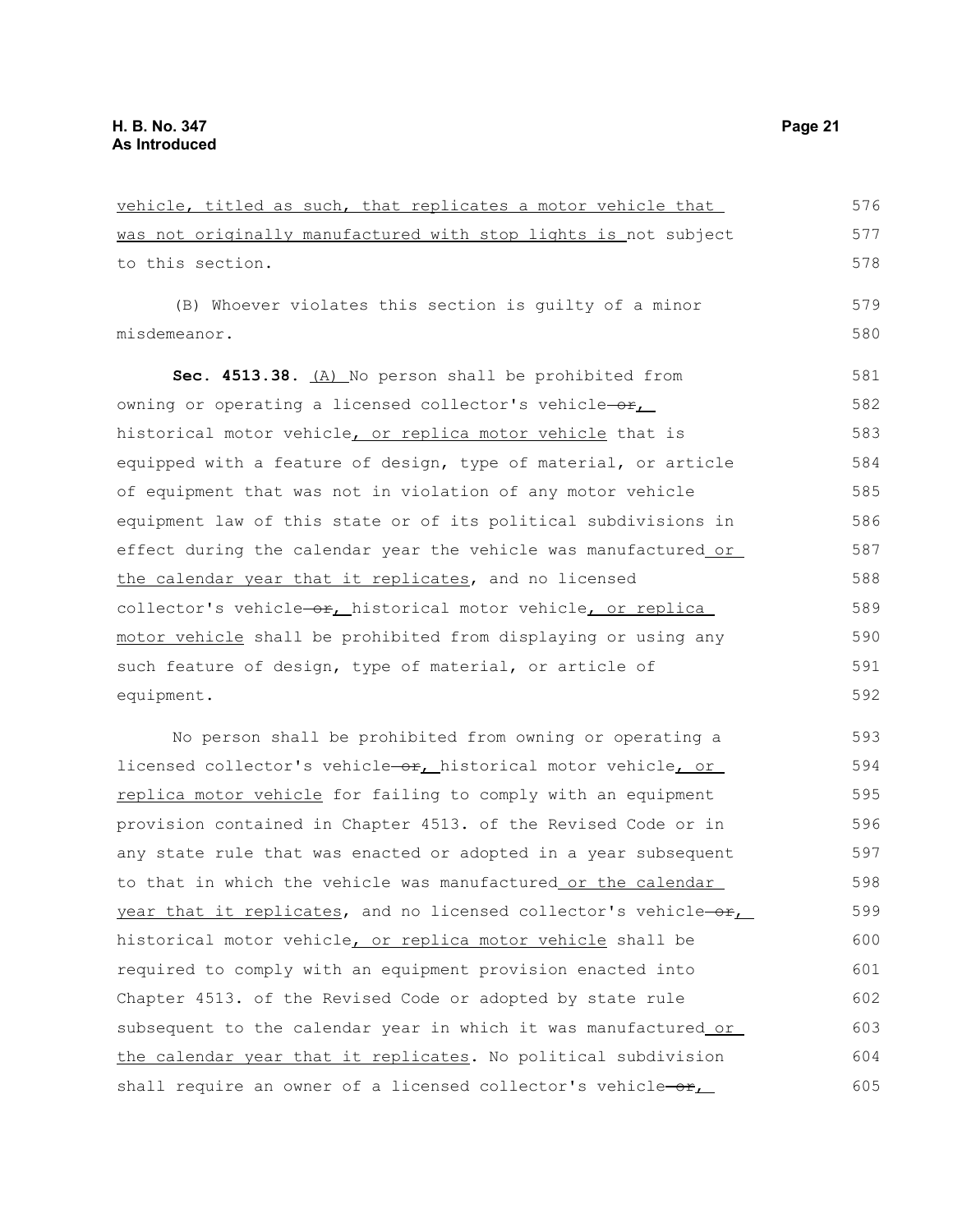vehicle, titled as such, that replicates a motor vehicle that was not originally manufactured with stop lights is not subject to this section.

(B) Whoever violates this section is guilty of a minor misdemeanor.

**Sec. 4513.38.** (A) No person shall be prohibited from owning or operating a licensed collector's vehicle ~~or~~, historical motor vehicle, or replica motor vehicle that is equipped with a feature of design, type of material, or article of equipment that was not in violation of any motor vehicle equipment law of this state or of its political subdivisions in effect during the calendar year the vehicle was manufactured or the calendar year that it replicates, and no licensed collector's vehicle ~~or~~, historical motor vehicle, or replica motor vehicle shall be prohibited from displaying or using any such feature of design, type of material, or article of equipment.

No person shall be prohibited from owning or operating a licensed collector's vehicle ~~or~~, historical motor vehicle, or replica motor vehicle for failing to comply with an equipment provision contained in Chapter 4513. of the Revised Code or in any state rule that was enacted or adopted in a year subsequent to that in which the vehicle was manufactured or the calendar year that it replicates, and no licensed collector's vehicle ~~or~~, historical motor vehicle, or replica motor vehicle shall be required to comply with an equipment provision enacted into Chapter 4513. of the Revised Code or adopted by state rule subsequent to the calendar year in which it was manufactured or the calendar year that it replicates. No political subdivision shall require an owner of a licensed collector's vehicle ~~or~~,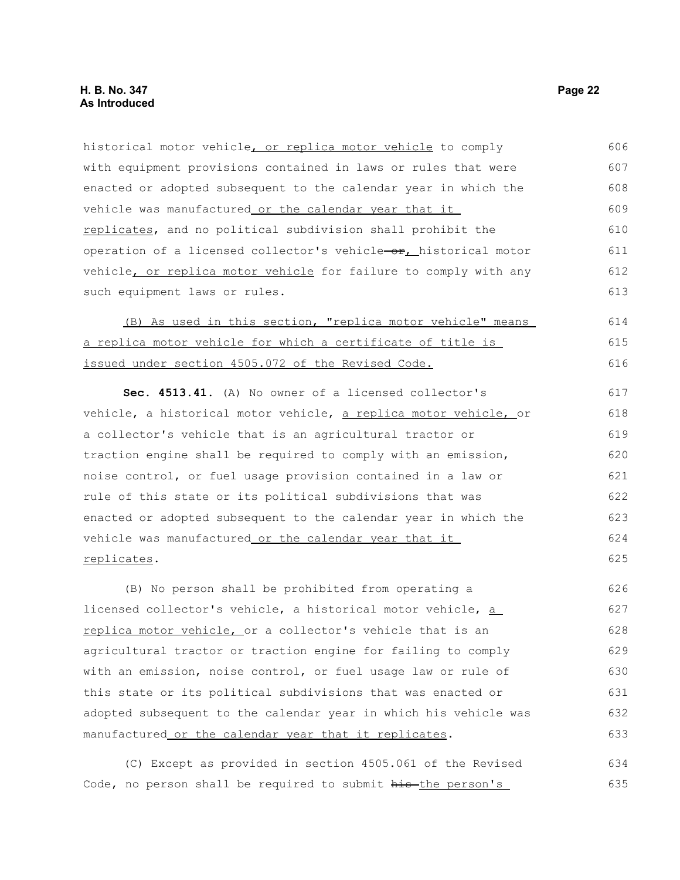historical motor vehicle, or replica motor vehicle to comply with equipment provisions contained in laws or rules that were enacted or adopted subsequent to the calendar year in which the vehicle was manufactured or the calendar year that it replicates, and no political subdivision shall prohibit the operation of a licensed collector's vehicle ~~or~~, historical motor vehicle, or replica motor vehicle for failure to comply with any such equipment laws or rules.

(B) As used in this section, "replica motor vehicle" means a replica motor vehicle for which a certificate of title is issued under section 4505.072 of the Revised Code.

**Sec. 4513.41.** (A) No owner of a licensed collector's vehicle, a historical motor vehicle, a replica motor vehicle, or a collector's vehicle that is an agricultural tractor or traction engine shall be required to comply with an emission, noise control, or fuel usage provision contained in a law or rule of this state or its political subdivisions that was enacted or adopted subsequent to the calendar year in which the vehicle was manufactured or the calendar year that it replicates.

(B) No person shall be prohibited from operating a licensed collector's vehicle, a historical motor vehicle, a replica motor vehicle, or a collector's vehicle that is an agricultural tractor or traction engine for failing to comply with an emission, noise control, or fuel usage law or rule of this state or its political subdivisions that was enacted or adopted subsequent to the calendar year in which his vehicle was manufactured or the calendar year that it replicates.

(C) Except as provided in section 4505.061 of the Revised Code, no person shall be required to submit ~~his~~ the person's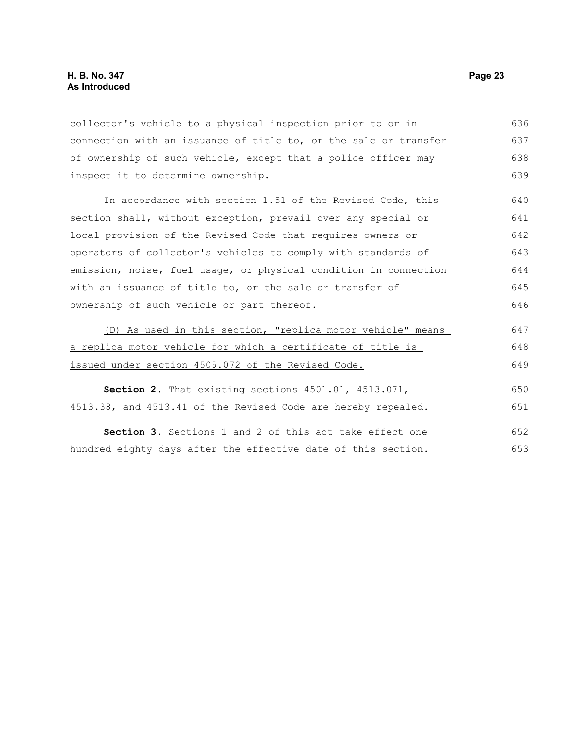collector's vehicle to a physical inspection prior to or in connection with an issuance of title to, or the sale or transfer of ownership of such vehicle, except that a police officer may inspect it to determine ownership.

In accordance with section 1.51 of the Revised Code, this section shall, without exception, prevail over any special or local provision of the Revised Code that requires owners or operators of collector's vehicles to comply with standards of emission, noise, fuel usage, or physical condition in connection with an issuance of title to, or the sale or transfer of ownership of such vehicle or part thereof.

<u>(D) As used in this section, "replica motor vehicle" means a replica motor vehicle for which a certificate of title is issued under section 4505.072 of the Revised Code.</u>

**Section 2.** That existing sections 4501.01, 4513.071, 4513.38, and 4513.41 of the Revised Code are hereby repealed.

**Section 3.** Sections 1 and 2 of this act take effect one hundred eighty days after the effective date of this section.